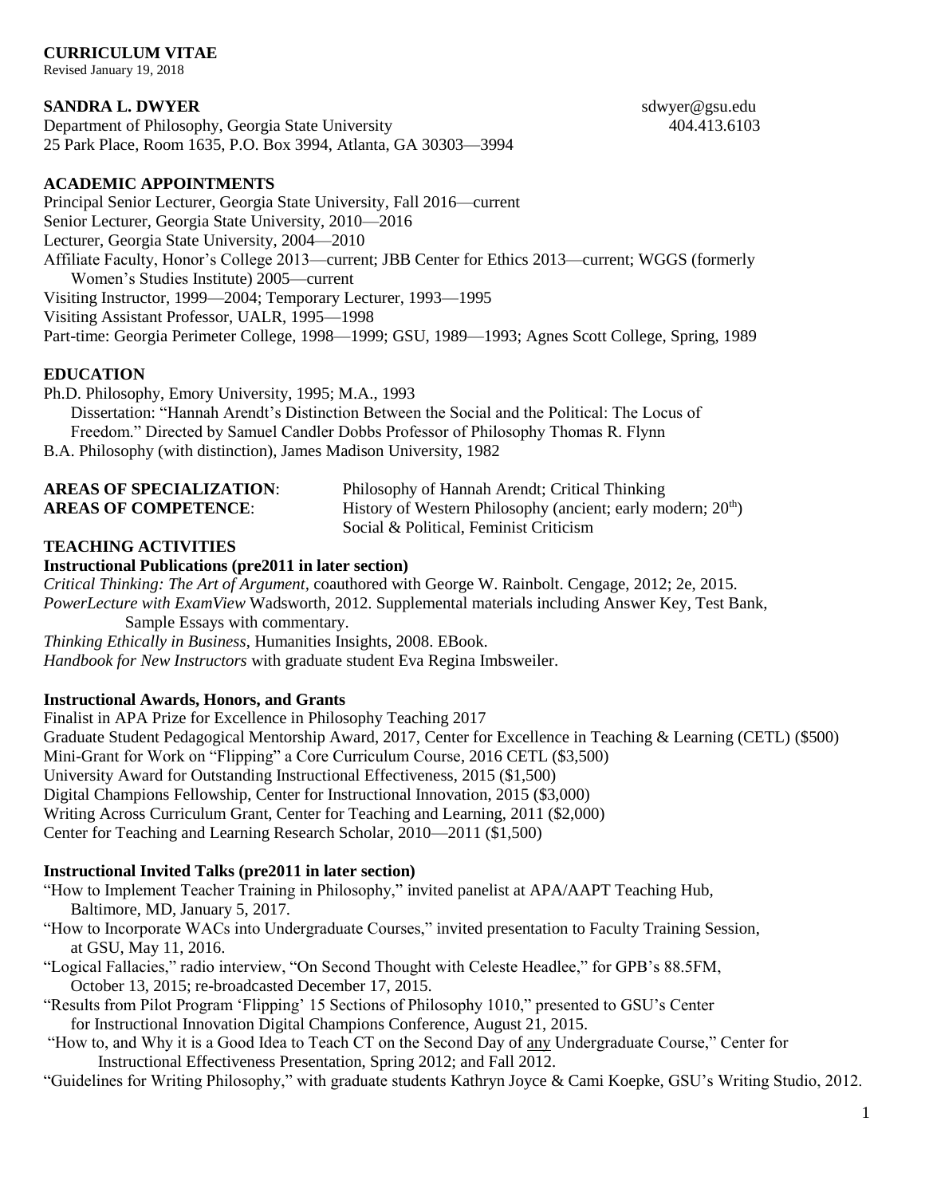**CURRICULUM VITAE**
Revised January 19, 2018

**SANDRA L. DWYER**
sdwyer@gsu.edu
Department of Philosophy, Georgia State University
404.413.6103
25 Park Place, Room 1635, P.O. Box 3994, Atlanta, GA 30303—3994

## ACADEMIC APPOINTMENTS

Principal Senior Lecturer, Georgia State University, Fall 2016—current
Senior Lecturer, Georgia State University, 2010—2016
Lecturer, Georgia State University, 2004—2010
Affiliate Faculty, Honor's College 2013—current; JBB Center for Ethics 2013—current; WGGS (formerly Women's Studies Institute) 2005—current
Visiting Instructor, 1999—2004; Temporary Lecturer, 1993—1995
Visiting Assistant Professor, UALR, 1995—1998
Part-time: Georgia Perimeter College, 1998—1999; GSU, 1989—1993; Agnes Scott College, Spring, 1989

## EDUCATION

Ph.D. Philosophy, Emory University, 1995; M.A., 1993
Dissertation: "Hannah Arendt's Distinction Between the Social and the Political: The Locus of Freedom." Directed by Samuel Candler Dobbs Professor of Philosophy Thomas R. Flynn
B.A. Philosophy (with distinction), James Madison University, 1982

**AREAS OF SPECIALIZATION**: Philosophy of Hannah Arendt; Critical Thinking
**AREAS OF COMPETENCE**: History of Western Philosophy (ancient; early modern; 20th)
Social & Political, Feminist Criticism

## TEACHING ACTIVITIES

### Instructional Publications (pre2011 in later section)

*Critical Thinking: The Art of Argument*, coauthored with George W. Rainbolt. Cengage, 2012; 2e, 2015.
*PowerLecture with ExamView* Wadsworth, 2012. Supplemental materials including Answer Key, Test Bank, Sample Essays with commentary.
*Thinking Ethically in Business*, Humanities Insights, 2008. EBook.
*Handbook for New Instructors* with graduate student Eva Regina Imbsweiler.

### Instructional Awards, Honors, and Grants

Finalist in APA Prize for Excellence in Philosophy Teaching 2017
Graduate Student Pedagogical Mentorship Award, 2017, Center for Excellence in Teaching & Learning (CETL) ($500)
Mini-Grant for Work on "Flipping" a Core Curriculum Course, 2016 CETL ($3,500)
University Award for Outstanding Instructional Effectiveness, 2015 ($1,500)
Digital Champions Fellowship, Center for Instructional Innovation, 2015 ($3,000)
Writing Across Curriculum Grant, Center for Teaching and Learning, 2011 ($2,000)
Center for Teaching and Learning Research Scholar, 2010—2011 ($1,500)

### Instructional Invited Talks (pre2011 in later section)

"How to Implement Teacher Training in Philosophy," invited panelist at APA/AAPT Teaching Hub, Baltimore, MD, January 5, 2017.
"How to Incorporate WACs into Undergraduate Courses," invited presentation to Faculty Training Session, at GSU, May 11, 2016.
"Logical Fallacies," radio interview, "On Second Thought with Celeste Headlee," for GPB's 88.5FM, October 13, 2015; re-broadcasted December 17, 2015.
"Results from Pilot Program 'Flipping' 15 Sections of Philosophy 1010," presented to GSU's Center for Instructional Innovation Digital Champions Conference, August 21, 2015.
"How to, and Why it is a Good Idea to Teach CT on the Second Day of any Undergraduate Course," Center for Instructional Effectiveness Presentation, Spring 2012; and Fall 2012.
"Guidelines for Writing Philosophy," with graduate students Kathryn Joyce & Cami Koepke, GSU's Writing Studio, 2012.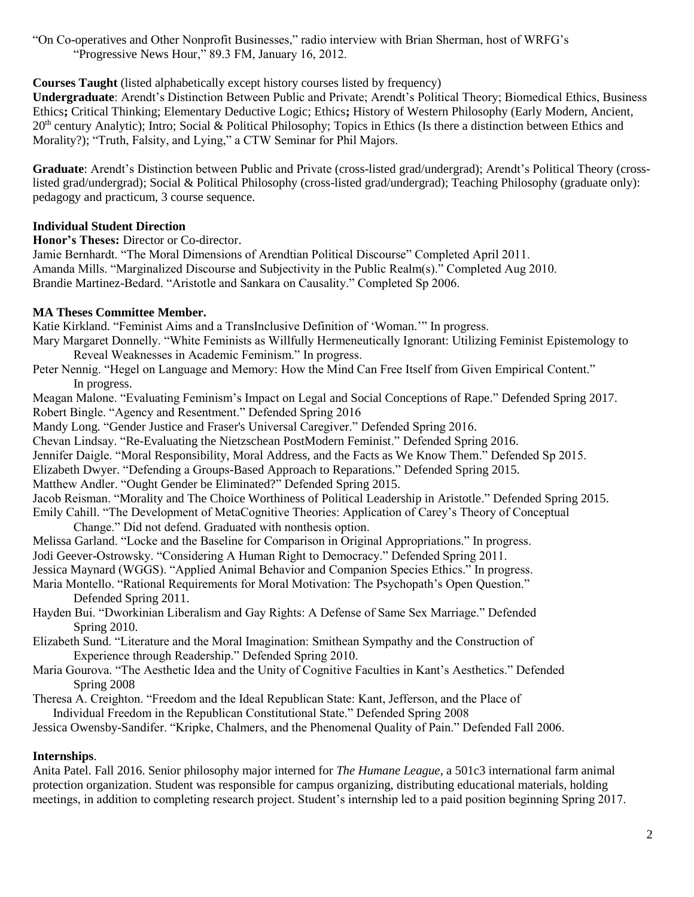"On Co-operatives and Other Nonprofit Businesses," radio interview with Brian Sherman, host of WRFG's "Progressive News Hour," 89.3 FM, January 16, 2012.

**Courses Taught** (listed alphabetically except history courses listed by frequency)

**Undergraduate**: Arendt's Distinction Between Public and Private; Arendt's Political Theory; Biomedical Ethics, Business Ethics**;** Critical Thinking; Elementary Deductive Logic; Ethics**;** History of Western Philosophy (Early Modern, Ancient, 20th century Analytic); Intro; Social & Political Philosophy; Topics in Ethics (Is there a distinction between Ethics and Morality?); "Truth, Falsity, and Lying," a CTW Seminar for Phil Majors.

**Graduate**: Arendt's Distinction between Public and Private (cross-listed grad/undergrad); Arendt's Political Theory (cross-listed grad/undergrad); Social & Political Philosophy (cross-listed grad/undergrad); Teaching Philosophy (graduate only): pedagogy and practicum, 3 course sequence.

**Individual Student Direction**

**Honor's Theses:** Director or Co-director.

Jamie Bernhardt. "The Moral Dimensions of Arendtian Political Discourse" Completed April 2011.
Amanda Mills. "Marginalized Discourse and Subjectivity in the Public Realm(s)." Completed Aug 2010.
Brandie Martinez-Bedard. "Aristotle and Sankara on Causality." Completed Sp 2006.

**MA Theses Committee Member.**

Katie Kirkland. "Feminist Aims and a TransInclusive Definition of 'Woman.'" In progress.
Mary Margaret Donnelly. "White Feminists as Willfully Hermeneutically Ignorant: Utilizing Feminist Epistemology to Reveal Weaknesses in Academic Feminism." In progress.
Peter Nennig. "Hegel on Language and Memory: How the Mind Can Free Itself from Given Empirical Content." In progress.
Meagan Malone. "Evaluating Feminism's Impact on Legal and Social Conceptions of Rape." Defended Spring 2017.
Robert Bingle. "Agency and Resentment." Defended Spring 2016
Mandy Long. "Gender Justice and Fraser's Universal Caregiver." Defended Spring 2016.
Chevan Lindsay. "Re-Evaluating the Nietzschean PostModern Feminist." Defended Spring 2016.
Jennifer Daigle. "Moral Responsibility, Moral Address, and the Facts as We Know Them." Defended Sp 2015.
Elizabeth Dwyer. "Defending a Groups-Based Approach to Reparations." Defended Spring 2015.
Matthew Andler. "Ought Gender be Eliminated?" Defended Spring 2015.
Jacob Reisman. "Morality and The Choice Worthiness of Political Leadership in Aristotle." Defended Spring 2015.
Emily Cahill. "The Development of MetaCognitive Theories: Application of Carey's Theory of Conceptual Change." Did not defend. Graduated with nonthesis option.
Melissa Garland. "Locke and the Baseline for Comparison in Original Appropriations." In progress.
Jodi Geever-Ostrowsky. "Considering A Human Right to Democracy." Defended Spring 2011.
Jessica Maynard (WGGS). "Applied Animal Behavior and Companion Species Ethics." In progress.
Maria Montello. "Rational Requirements for Moral Motivation: The Psychopath's Open Question." Defended Spring 2011.
Hayden Bui. "Dworkinian Liberalism and Gay Rights: A Defense of Same Sex Marriage." Defended Spring 2010.
Elizabeth Sund. "Literature and the Moral Imagination: Smithean Sympathy and the Construction of Experience through Readership." Defended Spring 2010.
Maria Gourova. "The Aesthetic Idea and the Unity of Cognitive Faculties in Kant's Aesthetics." Defended Spring 2008
Theresa A. Creighton. "Freedom and the Ideal Republican State: Kant, Jefferson, and the Place of Individual Freedom in the Republican Constitutional State." Defended Spring 2008
Jessica Owensby-Sandifer. "Kripke, Chalmers, and the Phenomenal Quality of Pain." Defended Fall 2006.

**Internships**.

Anita Patel. Fall 2016. Senior philosophy major interned for *The Humane League*, a 501c3 international farm animal protection organization. Student was responsible for campus organizing, distributing educational materials, holding meetings, in addition to completing research project. Student's internship led to a paid position beginning Spring 2017.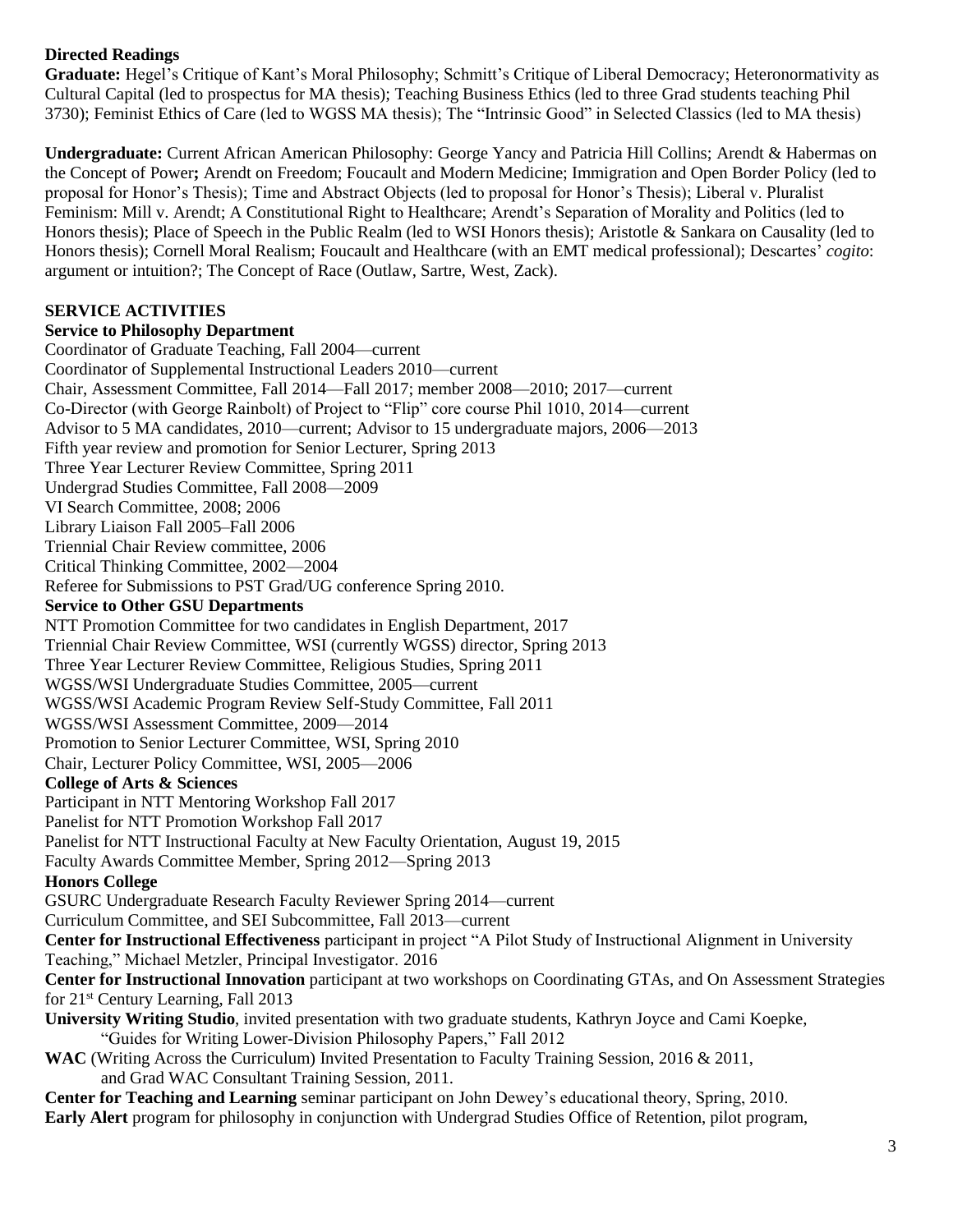**Directed Readings**

**Graduate:** Hegel's Critique of Kant's Moral Philosophy; Schmitt's Critique of Liberal Democracy; Heteronormativity as Cultural Capital (led to prospectus for MA thesis); Teaching Business Ethics (led to three Grad students teaching Phil 3730); Feminist Ethics of Care (led to WGSS MA thesis); The "Intrinsic Good" in Selected Classics (led to MA thesis)

**Undergraduate:** Current African American Philosophy: George Yancy and Patricia Hill Collins; Arendt & Habermas on the Concept of Power**;** Arendt on Freedom; Foucault and Modern Medicine; Immigration and Open Border Policy (led to proposal for Honor's Thesis); Time and Abstract Objects (led to proposal for Honor's Thesis); Liberal v. Pluralist Feminism: Mill v. Arendt; A Constitutional Right to Healthcare; Arendt's Separation of Morality and Politics (led to Honors thesis); Place of Speech in the Public Realm (led to WSI Honors thesis); Aristotle & Sankara on Causality (led to Honors thesis); Cornell Moral Realism; Foucault and Healthcare (with an EMT medical professional); Descartes' *cogito*: argument or intuition?; The Concept of Race (Outlaw, Sartre, West, Zack).

## SERVICE ACTIVITIES

**Service to Philosophy Department**

Coordinator of Graduate Teaching, Fall 2004—current
Coordinator of Supplemental Instructional Leaders 2010—current
Chair, Assessment Committee, Fall 2014—Fall 2017; member 2008—2010; 2017—current
Co-Director (with George Rainbolt) of Project to "Flip" core course Phil 1010, 2014—current
Advisor to 5 MA candidates, 2010—current; Advisor to 15 undergraduate majors, 2006—2013
Fifth year review and promotion for Senior Lecturer, Spring 2013
Three Year Lecturer Review Committee, Spring 2011
Undergrad Studies Committee, Fall 2008—2009
VI Search Committee, 2008; 2006
Library Liaison Fall 2005–Fall 2006
Triennial Chair Review committee, 2006
Critical Thinking Committee, 2002—2004
Referee for Submissions to PST Grad/UG conference Spring 2010.

**Service to Other GSU Departments**

NTT Promotion Committee for two candidates in English Department, 2017
Triennial Chair Review Committee, WSI (currently WGSS) director, Spring 2013
Three Year Lecturer Review Committee, Religious Studies, Spring 2011
WGSS/WSI Undergraduate Studies Committee, 2005—current
WGSS/WSI Academic Program Review Self-Study Committee, Fall 2011
WGSS/WSI Assessment Committee, 2009—2014
Promotion to Senior Lecturer Committee, WSI, Spring 2010
Chair, Lecturer Policy Committee, WSI, 2005—2006

**College of Arts & Sciences**

Participant in NTT Mentoring Workshop Fall 2017
Panelist for NTT Promotion Workshop Fall 2017
Panelist for NTT Instructional Faculty at New Faculty Orientation, August 19, 2015
Faculty Awards Committee Member, Spring 2012—Spring 2013

**Honors College**

GSURC Undergraduate Research Faculty Reviewer Spring 2014—current
Curriculum Committee, and SEI Subcommittee, Fall 2013—current

**Center for Instructional Effectiveness** participant in project "A Pilot Study of Instructional Alignment in University Teaching," Michael Metzler, Principal Investigator. 2016

**Center for Instructional Innovation** participant at two workshops on Coordinating GTAs, and On Assessment Strategies for 21st Century Learning, Fall 2013

**University Writing Studio**, invited presentation with two graduate students, Kathryn Joyce and Cami Koepke, "Guides for Writing Lower-Division Philosophy Papers," Fall 2012

**WAC** (Writing Across the Curriculum) Invited Presentation to Faculty Training Session, 2016 & 2011, and Grad WAC Consultant Training Session, 2011.

**Center for Teaching and Learning** seminar participant on John Dewey's educational theory, Spring, 2010.

**Early Alert** program for philosophy in conjunction with Undergrad Studies Office of Retention, pilot program,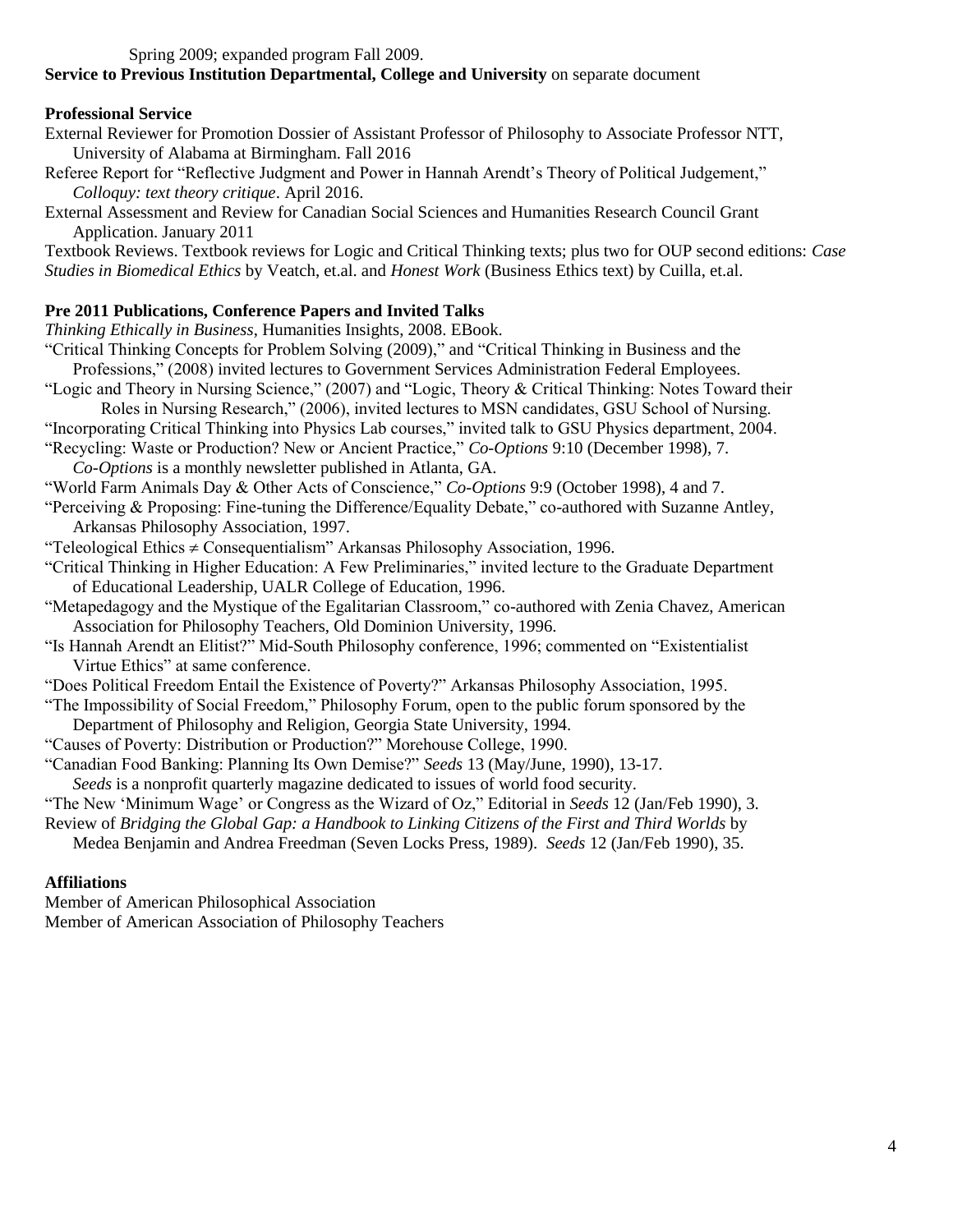Spring 2009; expanded program Fall 2009.

**Service to Previous Institution Departmental, College and University** on separate document

**Professional Service**

External Reviewer for Promotion Dossier of Assistant Professor of Philosophy to Associate Professor NTT, University of Alabama at Birmingham. Fall 2016

Referee Report for "Reflective Judgment and Power in Hannah Arendt's Theory of Political Judgement," *Colloquy: text theory critique*. April 2016.

External Assessment and Review for Canadian Social Sciences and Humanities Research Council Grant Application. January 2011

Textbook Reviews. Textbook reviews for Logic and Critical Thinking texts; plus two for OUP second editions: *Case Studies in Biomedical Ethics* by Veatch, et.al. and *Honest Work* (Business Ethics text) by Cuilla, et.al.

**Pre 2011 Publications, Conference Papers and Invited Talks**

*Thinking Ethically in Business*, Humanities Insights, 2008. EBook.

"Critical Thinking Concepts for Problem Solving (2009)," and "Critical Thinking in Business and the Professions," (2008) invited lectures to Government Services Administration Federal Employees.

"Logic and Theory in Nursing Science," (2007) and "Logic, Theory & Critical Thinking: Notes Toward their Roles in Nursing Research," (2006), invited lectures to MSN candidates, GSU School of Nursing.

"Incorporating Critical Thinking into Physics Lab courses," invited talk to GSU Physics department, 2004.

"Recycling: Waste or Production? New or Ancient Practice," *Co-Options* 9:10 (December 1998), 7. *Co-Options* is a monthly newsletter published in Atlanta, GA.

"World Farm Animals Day & Other Acts of Conscience," *Co-Options* 9:9 (October 1998), 4 and 7.

"Perceiving & Proposing: Fine-tuning the Difference/Equality Debate," co-authored with Suzanne Antley, Arkansas Philosophy Association, 1997.

"Teleological Ethics ≠ Consequentialism" Arkansas Philosophy Association, 1996.

"Critical Thinking in Higher Education: A Few Preliminaries," invited lecture to the Graduate Department of Educational Leadership, UALR College of Education, 1996.

"Metapedagogy and the Mystique of the Egalitarian Classroom," co-authored with Zenia Chavez, American Association for Philosophy Teachers, Old Dominion University, 1996.

"Is Hannah Arendt an Elitist?" Mid-South Philosophy conference, 1996; commented on "Existentialist Virtue Ethics" at same conference.

"Does Political Freedom Entail the Existence of Poverty?" Arkansas Philosophy Association, 1995.

"The Impossibility of Social Freedom," Philosophy Forum, open to the public forum sponsored by the Department of Philosophy and Religion, Georgia State University, 1994.

"Causes of Poverty: Distribution or Production?" Morehouse College, 1990.

"Canadian Food Banking: Planning Its Own Demise?" *Seeds* 13 (May/June, 1990), 13-17. *Seeds* is a nonprofit quarterly magazine dedicated to issues of world food security.

"The New 'Minimum Wage' or Congress as the Wizard of Oz," Editorial in *Seeds* 12 (Jan/Feb 1990), 3.

Review of *Bridging the Global Gap: a Handbook to Linking Citizens of the First and Third Worlds* by Medea Benjamin and Andrea Freedman (Seven Locks Press, 1989). *Seeds* 12 (Jan/Feb 1990), 35.

**Affiliations**

Member of American Philosophical Association

Member of American Association of Philosophy Teachers